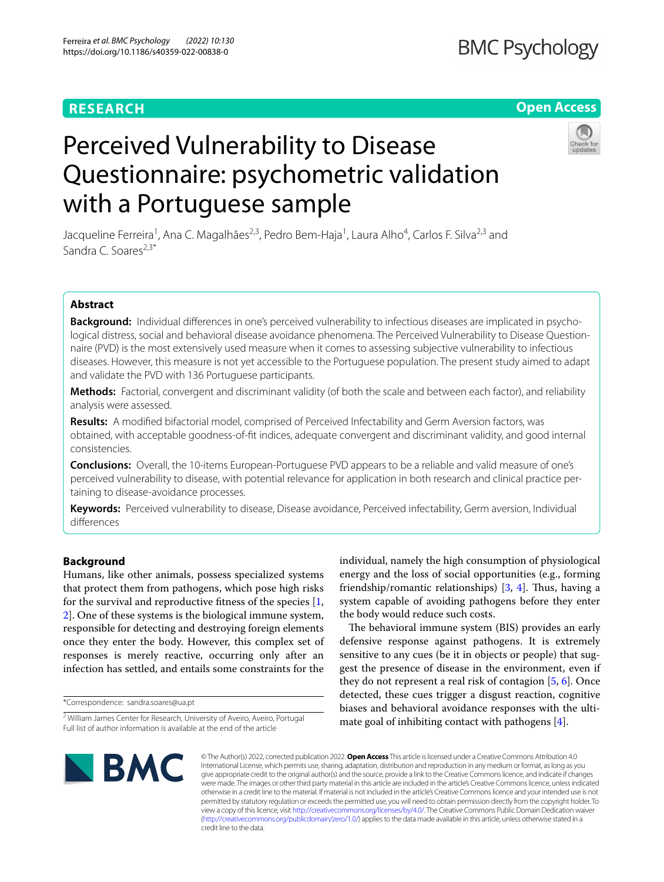RESEARCH

Open Access

# Perceived Vulnerability to Disease Questionnaire: psychometric validation with a Portuguese sample

Jacqueline Ferreira[1], Ana C. Magalhães[2,3], Pedro Bem-Haja[1], Laura Alho[4], Carlos F. Silva[2,3] and Sandra C. Soares[2,3*]

## Abstract

**Background:** Individual differences in one's perceived vulnerability to infectious diseases are implicated in psychological distress, social and behavioral disease avoidance phenomena. The Perceived Vulnerability to Disease Questionnaire (PVD) is the most extensively used measure when it comes to assessing subjective vulnerability to infectious diseases. However, this measure is not yet accessible to the Portuguese population. The present study aimed to adapt and validate the PVD with 136 Portuguese participants.

**Methods:** Factorial, convergent and discriminant validity (of both the scale and between each factor), and reliability analysis were assessed.

**Results:** A modified bifactorial model, comprised of Perceived Infectability and Germ Aversion factors, was obtained, with acceptable goodness-of-fit indices, adequate convergent and discriminant validity, and good internal consistencies.

**Conclusions:** Overall, the 10-items European-Portuguese PVD appears to be a reliable and valid measure of one's perceived vulnerability to disease, with potential relevance for application in both research and clinical practice pertaining to disease-avoidance processes.

**Keywords:** Perceived vulnerability to disease, Disease avoidance, Perceived infectability, Germ aversion, Individual differences

## Background

Humans, like other animals, possess specialized systems that protect them from pathogens, which pose high risks for the survival and reproductive fitness of the species [1, 2]. One of these systems is the biological immune system, responsible for detecting and destroying foreign elements once they enter the body. However, this complex set of responses is merely reactive, occurring only after an infection has settled, and entails some constraints for the individual, namely the high consumption of physiological energy and the loss of social opportunities (e.g., forming friendship/romantic relationships) [3, 4]. Thus, having a system capable of avoiding pathogens before they enter the body would reduce such costs.

The behavioral immune system (BIS) provides an early defensive response against pathogens. It is extremely sensitive to any cues (be it in objects or people) that suggest the presence of disease in the environment, even if they do not represent a real risk of contagion [5, 6]. Once detected, these cues trigger a disgust reaction, cognitive biases and behavioral avoidance responses with the ultimate goal of inhibiting contact with pathogens [4].

*Correspondence: sandra.soares@ua.pt

[2] William James Center for Research, University of Aveiro, Aveiro, Portugal
Full list of author information is available at the end of the article

© The Author(s) 2022, corrected publication 2022. **Open Access** This article is licensed under a Creative Commons Attribution 4.0 International License, which permits use, sharing, adaptation, distribution and reproduction in any medium or format, as long as you give appropriate credit to the original author(s) and the source, provide a link to the Creative Commons licence, and indicate if changes were made. The images or other third party material in this article are included in the article's Creative Commons licence, unless indicated otherwise in a credit line to the material. If material is not included in the article's Creative Commons licence and your intended use is not permitted by statutory regulation or exceeds the permitted use, you will need to obtain permission directly from the copyright holder. To view a copy of this licence, visit http://creativecommons.org/licenses/by/4.0/. The Creative Commons Public Domain Dedication waiver (http://creativecommons.org/publicdomain/zero/1.0/) applies to the data made available in this article, unless otherwise stated in a credit line to the data.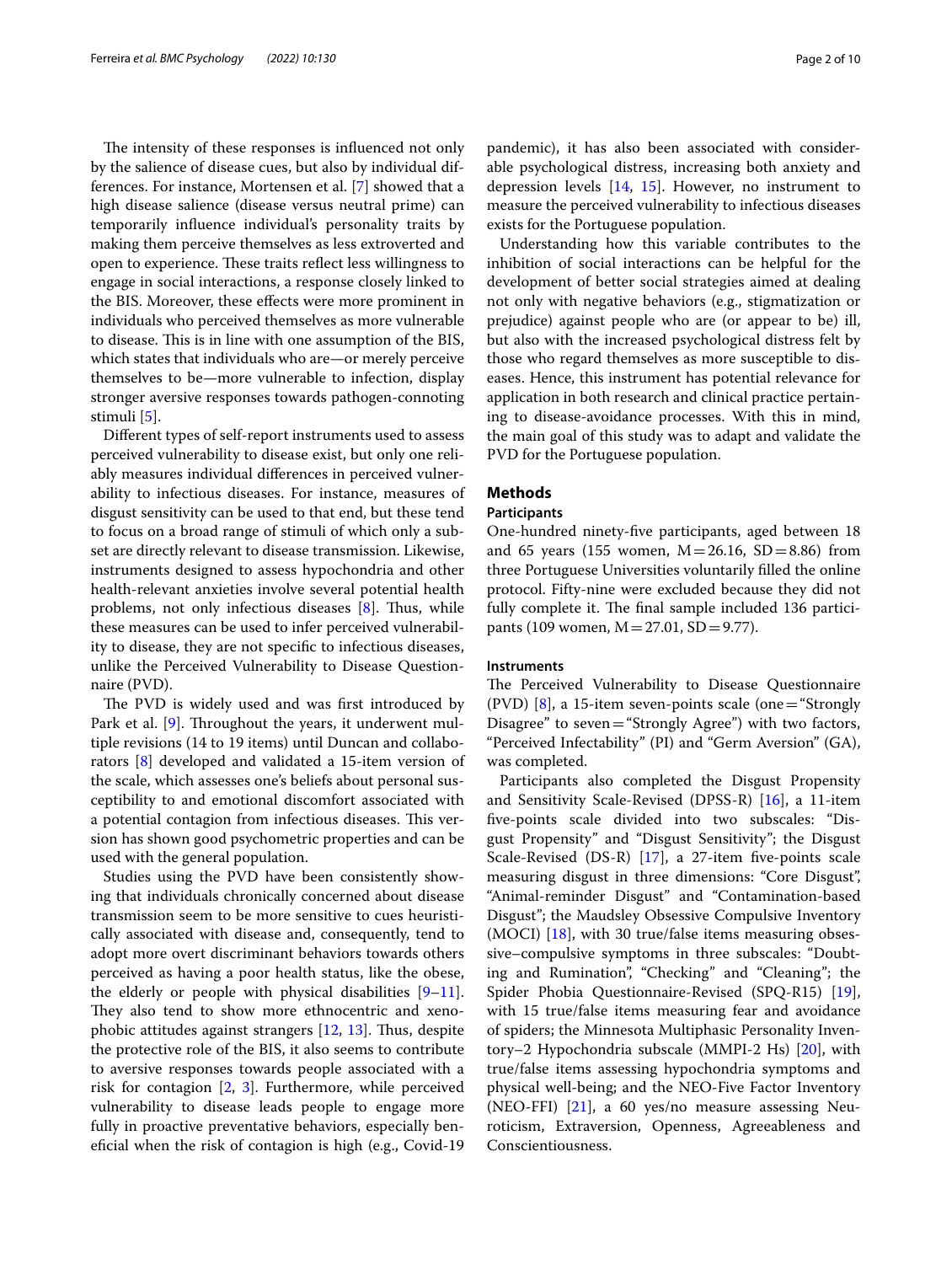The intensity of these responses is influenced not only by the salience of disease cues, but also by individual differences. For instance, Mortensen et al. [7] showed that a high disease salience (disease versus neutral prime) can temporarily influence individual's personality traits by making them perceive themselves as less extroverted and open to experience. These traits reflect less willingness to engage in social interactions, a response closely linked to the BIS. Moreover, these effects were more prominent in individuals who perceived themselves as more vulnerable to disease. This is in line with one assumption of the BIS, which states that individuals who are—or merely perceive themselves to be—more vulnerable to infection, display stronger aversive responses towards pathogen-connoting stimuli [5].

Different types of self-report instruments used to assess perceived vulnerability to disease exist, but only one reliably measures individual differences in perceived vulnerability to infectious diseases. For instance, measures of disgust sensitivity can be used to that end, but these tend to focus on a broad range of stimuli of which only a subset are directly relevant to disease transmission. Likewise, instruments designed to assess hypochondria and other health-relevant anxieties involve several potential health problems, not only infectious diseases [8]. Thus, while these measures can be used to infer perceived vulnerability to disease, they are not specific to infectious diseases, unlike the Perceived Vulnerability to Disease Questionnaire (PVD).

The PVD is widely used and was first introduced by Park et al. [9]. Throughout the years, it underwent multiple revisions (14 to 19 items) until Duncan and collaborators [8] developed and validated a 15-item version of the scale, which assesses one's beliefs about personal susceptibility to and emotional discomfort associated with a potential contagion from infectious diseases. This version has shown good psychometric properties and can be used with the general population.

Studies using the PVD have been consistently showing that individuals chronically concerned about disease transmission seem to be more sensitive to cues heuristically associated with disease and, consequently, tend to adopt more overt discriminant behaviors towards others perceived as having a poor health status, like the obese, the elderly or people with physical disabilities [9–11]. They also tend to show more ethnocentric and xenophobic attitudes against strangers [12, 13]. Thus, despite the protective role of the BIS, it also seems to contribute to aversive responses towards people associated with a risk for contagion [2, 3]. Furthermore, while perceived vulnerability to disease leads people to engage more fully in proactive preventative behaviors, especially beneficial when the risk of contagion is high (e.g., Covid-19 pandemic), it has also been associated with considerable psychological distress, increasing both anxiety and depression levels [14, 15]. However, no instrument to measure the perceived vulnerability to infectious diseases exists for the Portuguese population.

Understanding how this variable contributes to the inhibition of social interactions can be helpful for the development of better social strategies aimed at dealing not only with negative behaviors (e.g., stigmatization or prejudice) against people who are (or appear to be) ill, but also with the increased psychological distress felt by those who regard themselves as more susceptible to diseases. Hence, this instrument has potential relevance for application in both research and clinical practice pertaining to disease-avoidance processes. With this in mind, the main goal of this study was to adapt and validate the PVD for the Portuguese population.

## Methods

### Participants

One-hundred ninety-five participants, aged between 18 and 65 years (155 women, M = 26.16, SD = 8.86) from three Portuguese Universities voluntarily filled the online protocol. Fifty-nine were excluded because they did not fully complete it. The final sample included 136 participants (109 women, M = 27.01, SD = 9.77).

### Instruments

The Perceived Vulnerability to Disease Questionnaire (PVD) [8], a 15-item seven-points scale (one = "Strongly Disagree" to seven = "Strongly Agree") with two factors, "Perceived Infectability" (PI) and "Germ Aversion" (GA), was completed.

Participants also completed the Disgust Propensity and Sensitivity Scale-Revised (DPSS-R) [16], a 11-item five-points scale divided into two subscales: "Disgust Propensity" and "Disgust Sensitivity"; the Disgust Scale-Revised (DS-R) [17], a 27-item five-points scale measuring disgust in three dimensions: "Core Disgust", "Animal-reminder Disgust" and "Contamination-based Disgust"; the Maudsley Obsessive Compulsive Inventory (MOCI) [18], with 30 true/false items measuring obsessive–compulsive symptoms in three subscales: "Doubting and Rumination", "Checking" and "Cleaning"; the Spider Phobia Questionnaire-Revised (SPQ-R15) [19], with 15 true/false items measuring fear and avoidance of spiders; the Minnesota Multiphasic Personality Inventory–2 Hypochondria subscale (MMPI-2 Hs) [20], with true/false items assessing hypochondria symptoms and physical well-being; and the NEO-Five Factor Inventory (NEO-FFI) [21], a 60 yes/no measure assessing Neuroticism, Extraversion, Openness, Agreeableness and Conscientiousness.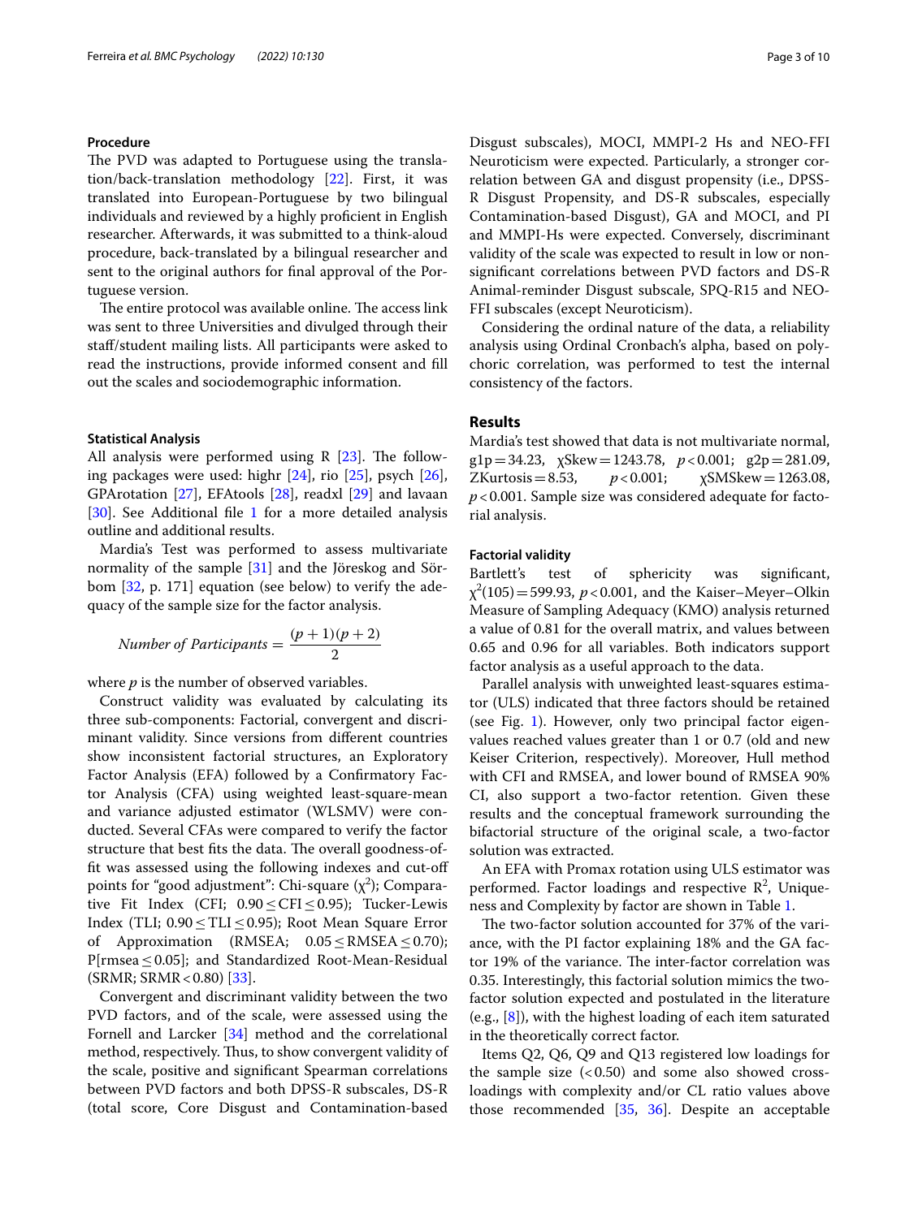### Procedure

The PVD was adapted to Portuguese using the translation/back-translation methodology [22]. First, it was translated into European-Portuguese by two bilingual individuals and reviewed by a highly proficient in English researcher. Afterwards, it was submitted to a think-aloud procedure, back-translated by a bilingual researcher and sent to the original authors for final approval of the Portuguese version.

The entire protocol was available online. The access link was sent to three Universities and divulged through their staff/student mailing lists. All participants were asked to read the instructions, provide informed consent and fill out the scales and sociodemographic information.

### Statistical Analysis

All analysis were performed using R [23]. The following packages were used: highr [24], rio [25], psych [26], GPArotation [27], EFAtools [28], readxl [29] and lavaan [30]. See Additional file 1 for a more detailed analysis outline and additional results.

Mardia's Test was performed to assess multivariate normality of the sample [31] and the Jöreskog and Sörbom [32, p. 171] equation (see below) to verify the adequacy of the sample size for the factor analysis.

$$Number\ of\ Participants = \frac{(p+1)(p+2)}{2}$$

where $p$ is the number of observed variables.

Construct validity was evaluated by calculating its three sub-components: Factorial, convergent and discriminant validity. Since versions from different countries show inconsistent factorial structures, an Exploratory Factor Analysis (EFA) followed by a Confirmatory Factor Analysis (CFA) using weighted least-square-mean and variance adjusted estimator (WLSMV) were conducted. Several CFAs were compared to verify the factor structure that best fits the data. The overall goodness-of-fit was assessed using the following indexes and cut-off points for "good adjustment": Chi-square ($\chi^2$); Comparative Fit Index (CFI; $0.90 \leq CFI \leq 0.95$); Tucker-Lewis Index (TLI; $0.90 \leq TLI \leq 0.95$); Root Mean Square Error of Approximation (RMSEA; $0.05 \leq RMSEA \leq 0.70$); P[rmsea $\leq 0.05$]; and Standardized Root-Mean-Residual (SRMR; SRMR $< 0.80$) [33].

Convergent and discriminant validity between the two PVD factors, and of the scale, were assessed using the Fornell and Larcker [34] method and the correlational method, respectively. Thus, to show convergent validity of the scale, positive and significant Spearman correlations between PVD factors and both DPSS-R subscales, DS-R (total score, Core Disgust and Contamination-based Disgust subscales), MOCI, MMPI-2 Hs and NEO-FFI Neuroticism were expected. Particularly, a stronger correlation between GA and disgust propensity (i.e., DPSS-R Disgust Propensity, and DS-R subscales, especially Contamination-based Disgust), GA and MOCI, and PI and MMPI-Hs were expected. Conversely, discriminant validity of the scale was expected to result in low or non-significant correlations between PVD factors and DS-R Animal-reminder Disgust subscale, SPQ-R15 and NEO-FFI subscales (except Neuroticism).

Considering the ordinal nature of the data, a reliability analysis using Ordinal Cronbach's alpha, based on polychoric correlation, was performed to test the internal consistency of the factors.

## Results

Mardia's test showed that data is not multivariate normal, g1p = 34.23, χSkew = 1243.78, $p < 0.001$; g2p = 281.09, ZKurtosis = 8.53, $p < 0.001$; χSMSkew = 1263.08, $p < 0.001$. Sample size was considered adequate for factorial analysis.

### Factorial validity

Bartlett's test of sphericity was significant, $\chi^2(105) = 599.93$, $p < 0.001$, and the Kaiser–Meyer–Olkin Measure of Sampling Adequacy (KMO) analysis returned a value of 0.81 for the overall matrix, and values between 0.65 and 0.96 for all variables. Both indicators support factor analysis as a useful approach to the data.

Parallel analysis with unweighted least-squares estimator (ULS) indicated that three factors should be retained (see Fig. 1). However, only two principal factor eigenvalues reached values greater than 1 or 0.7 (old and new Keiser Criterion, respectively). Moreover, Hull method with CFI and RMSEA, and lower bound of RMSEA 90% CI, also support a two-factor retention. Given these results and the conceptual framework surrounding the bifactorial structure of the original scale, a two-factor solution was extracted.

An EFA with Promax rotation using ULS estimator was performed. Factor loadings and respective $R^2$, Uniqueness and Complexity by factor are shown in Table 1.

The two-factor solution accounted for 37% of the variance, with the PI factor explaining 18% and the GA factor 19% of the variance. The inter-factor correlation was 0.35. Interestingly, this factorial solution mimics the two-factor solution expected and postulated in the literature (e.g., [8]), with the highest loading of each item saturated in the theoretically correct factor.

Items Q2, Q6, Q9 and Q13 registered low loadings for the sample size ($< 0.50$) and some also showed cross-loadings with complexity and/or CL ratio values above those recommended [35, 36]. Despite an acceptable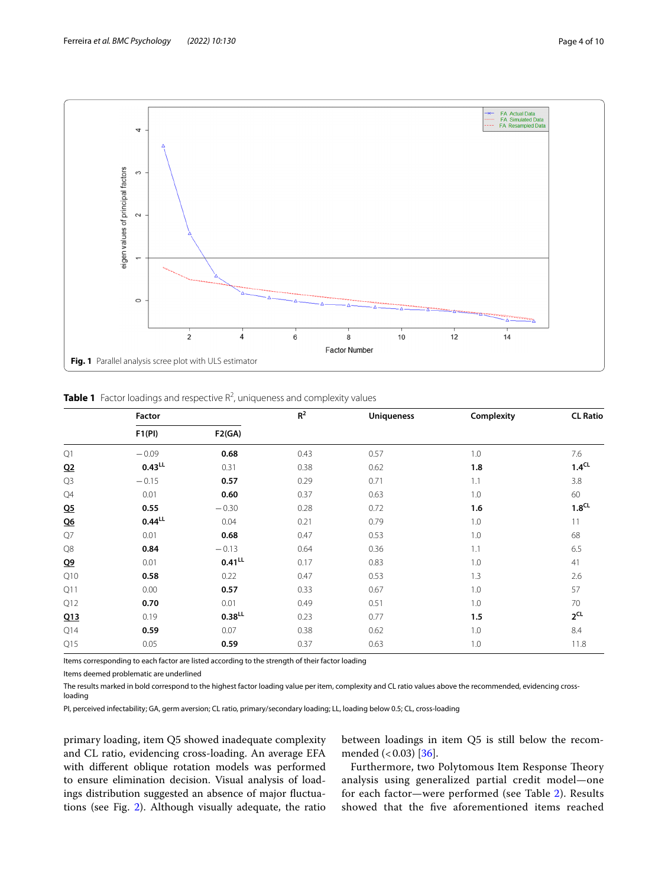Fig. 1 Parallel analysis scree plot with ULS estimator

**Table 1** Factor loadings and respective $R^2$, uniqueness and complexity values

| | Factor | | $R^2$ | Uniqueness | Complexity | CL Ratio |
|---|---|---|---|---|---|---|
| | F1(PI) | F2(GA) | | | | |
| Q1 | −0.09 | **0.68** | 0.43 | 0.57 | 1.0 | 7.6 |
| **Q2** | **0.43**[LL] | 0.31 | 0.38 | 0.62 | **1.8** | **1.4**[CL] |
| Q3 | −0.15 | **0.57** | 0.29 | 0.71 | 1.1 | 3.8 |
| Q4 | 0.01 | **0.60** | 0.37 | 0.63 | 1.0 | 60 |
| **Q5** | **0.55** | −0.30 | 0.28 | 0.72 | **1.6** | **1.8**[CL] |
| **Q6** | **0.44**[LL] | 0.04 | 0.21 | 0.79 | 1.0 | 11 |
| Q7 | 0.01 | **0.68** | 0.47 | 0.53 | 1.0 | 68 |
| Q8 | **0.84** | −0.13 | 0.64 | 0.36 | 1.1 | 6.5 |
| **Q9** | 0.01 | **0.41**[LL] | 0.17 | 0.83 | 1.0 | 41 |
| Q10 | **0.58** | 0.22 | 0.47 | 0.53 | 1.3 | 2.6 |
| Q11 | 0.00 | **0.57** | 0.33 | 0.67 | 1.0 | 57 |
| Q12 | **0.70** | 0.01 | 0.49 | 0.51 | 1.0 | 70 |
| **Q13** | 0.19 | **0.38**[LL] | 0.23 | 0.77 | **1.5** | **2**[CL] |
| Q14 | **0.59** | 0.07 | 0.38 | 0.62 | 1.0 | 8.4 |
| Q15 | 0.05 | **0.59** | 0.37 | 0.63 | 1.0 | 11.8 |

Items corresponding to each factor are listed according to the strength of their factor loading

Items deemed problematic are underlined

The results marked in bold correspond to the highest factor loading value per item, complexity and CL ratio values above the recommended, evidencing cross-loading

PI, perceived infectability; GA, germ aversion; CL ratio, primary/secondary loading; LL, loading below 0.5; CL, cross-loading

primary loading, item Q5 showed inadequate complexity and CL ratio, evidencing cross-loading. An average EFA with different oblique rotation models was performed to ensure elimination decision. Visual analysis of loadings distribution suggested an absence of major fluctuations (see Fig. 2). Although visually adequate, the ratio between loadings in item Q5 is still below the recommended (<0.03) [36].

Furthermore, two Polytomous Item Response Theory analysis using generalized partial credit model—one for each factor—were performed (see Table 2). Results showed that the five aforementioned items reached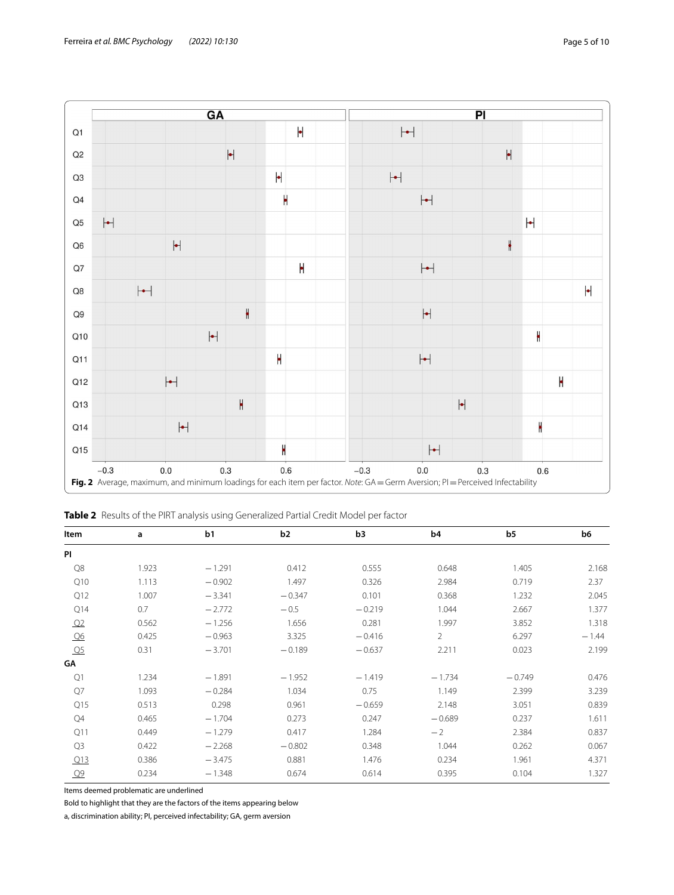Fig. 2 Average, maximum, and minimum loadings for each item per factor. *Note*: GA = Germ Aversion; PI = Perceived Infectability

**Table 2** Results of the PIRT analysis using Generalized Partial Credit Model per factor

| Item | a | b1 | b2 | b3 | b4 | b5 | b6 |
|---|---|---|---|---|---|---|---|
| **PI** | | | | | | | |
| Q8 | 1.923 | −1.291 | 0.412 | 0.555 | 0.648 | 1.405 | 2.168 |
| Q10 | 1.113 | −0.902 | 1.497 | 0.326 | 2.984 | 0.719 | 2.37 |
| Q12 | 1.007 | −3.341 | −0.347 | 0.101 | 0.368 | 1.232 | 2.045 |
| Q14 | 0.7 | −2.772 | −0.5 | −0.219 | 1.044 | 2.667 | 1.377 |
| <u>Q2</u> | 0.562 | −1.256 | 1.656 | 0.281 | 1.997 | 3.852 | 1.318 |
| <u>Q6</u> | 0.425 | −0.963 | 3.325 | −0.416 | 2 | 6.297 | −1.44 |
| <u>Q5</u> | 0.31 | −3.701 | −0.189 | −0.637 | 2.211 | 0.023 | 2.199 |
| **GA** | | | | | | | |
| Q1 | 1.234 | −1.891 | −1.952 | −1.419 | −1.734 | −0.749 | 0.476 |
| Q7 | 1.093 | −0.284 | 1.034 | 0.75 | 1.149 | 2.399 | 3.239 |
| Q15 | 0.513 | 0.298 | 0.961 | −0.659 | 2.148 | 3.051 | 0.839 |
| Q4 | 0.465 | −1.704 | 0.273 | 0.247 | −0.689 | 0.237 | 1.611 |
| Q11 | 0.449 | −1.279 | 0.417 | 1.284 | −2 | 2.384 | 0.837 |
| Q3 | 0.422 | −2.268 | −0.802 | 0.348 | 1.044 | 0.262 | 0.067 |
| <u>Q13</u> | 0.386 | −3.475 | 0.881 | 1.476 | 0.234 | 1.961 | 4.371 |
| <u>Q9</u> | 0.234 | −1.348 | 0.674 | 0.614 | 0.395 | 0.104 | 1.327 |

Items deemed problematic are underlined

Bold to highlight that they are the factors of the items appearing below

a, discrimination ability; PI, perceived infectability; GA, germ aversion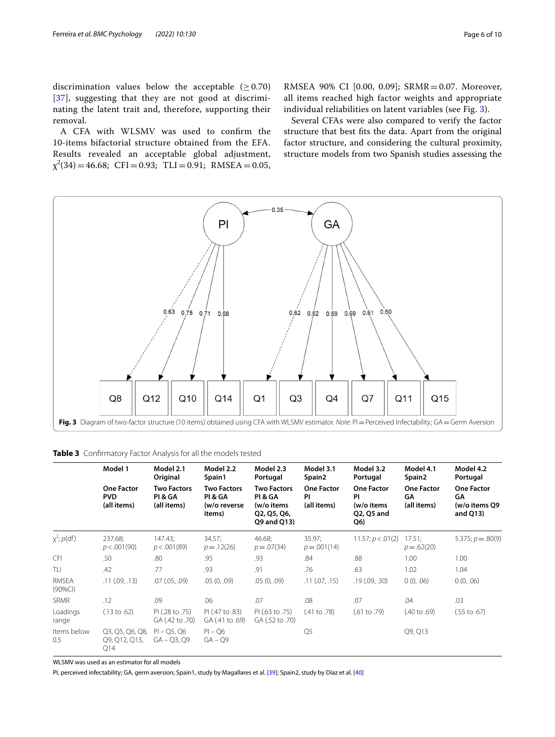discrimination values below the acceptable (≥ 0.70) [37], suggesting that they are not good at discriminating the latent trait and, therefore, supporting their removal.

A CFA with WLSMV was used to confirm the 10-items bifactorial structure obtained from the EFA. Results revealed an acceptable global adjustment, $\chi^2(34) = 46.68$; CFI = 0.93; TLI = 0.91; RMSEA = 0.05, RMSEA 90% CI [0.00, 0.09]; SRMR = 0.07. Moreover, all items reached high factor weights and appropriate individual reliabilities on latent variables (see Fig. 3).

Several CFAs were also compared to verify the factor structure that best fits the data. Apart from the original factor structure, and considering the cultural proximity, structure models from two Spanish studies assessing the

**Fig. 3** Diagram of two-factor structure (10 items) obtained using CFA with WLSMV estimator. *Note*: PI = Perceived Infectability; GA = Germ Aversion

**Table 3** Confirmatory Factor Analysis for all the models tested

| | Model 1 | Model 2.1 Original | Model 2.2 Spain1 | Model 2.3 Portugal | Model 3.1 Spain2 | Model 3.2 Portugal | Model 4.1 Spain2 | Model 4.2 Portugal |
|---|---|---|---|---|---|---|---|---|
| | One Factor PVD (all items) | Two Factors PI & GA (all items) | Two Factors PI & GA (w/o reverse items) | Two Factors PI & GA (w/o items Q2, Q5, Q6, Q9 and Q13) | One Factor PI (all items) | One Factor PI (w/o items Q2, Q5 and Q6) | One Factor GA (all items) | One Factor GA (w/o items Q9 and Q13) |
| $\chi^2$; $p$(df) | 237.68; $p < .001$(90) | 147.43; $p < .001$(89) | 34.57; $p = .12$(26) | 46.68; $p = .07$(34) | 35.97; $p = .001$(14) | 11.57; $p < .01$(2) | 17.51; $p = .62$(20) | 5.375; $p = .80$(9) |
| CFI | .50 | .80 | .95 | .93 | .84 | .88 | 1.00 | 1.00 |
| TLI | .42 | .77 | .93 | .91 | .76 | .63 | 1.02 | 1.04 |
| RMSEA (90%CI) | .11 (.09, .13) | .07 (.05, .09) | .05 (0, .09) | .05 (0, .09) | .11 (.07, .15) | .19 (.09, .30) | 0 (0, .06) | 0 (0, .06) |
| SRMR | .12 | .09 | .06 | .07 | .08 | .07 | .04 | .03 |
| Loadings range | (.13 to .62) | PI (.28 to .75) GA (.42 to .70) | PI (.47 to .83) GA (.41 to .69) | PI (.63 to .75) GA (.52 to .70) | (.41 to .78) | (.61 to .79) | (.40 to .69) | (.55 to .67) |
| Items below 0.5 | Q3, Q5, Q6, Q8, Q9, Q12, Q13, Q14 | PI – Q5, Q6 GA – Q3, Q9 | PI – Q6 GA – Q9 | | Q5 | | Q9, Q13 | |

WLSMV was used as an estimator for all models

PI, perceived infectability; GA, germ aversion; Spain1, study by Magallares et al. [39]; Spain2, study by Díaz et al. [40]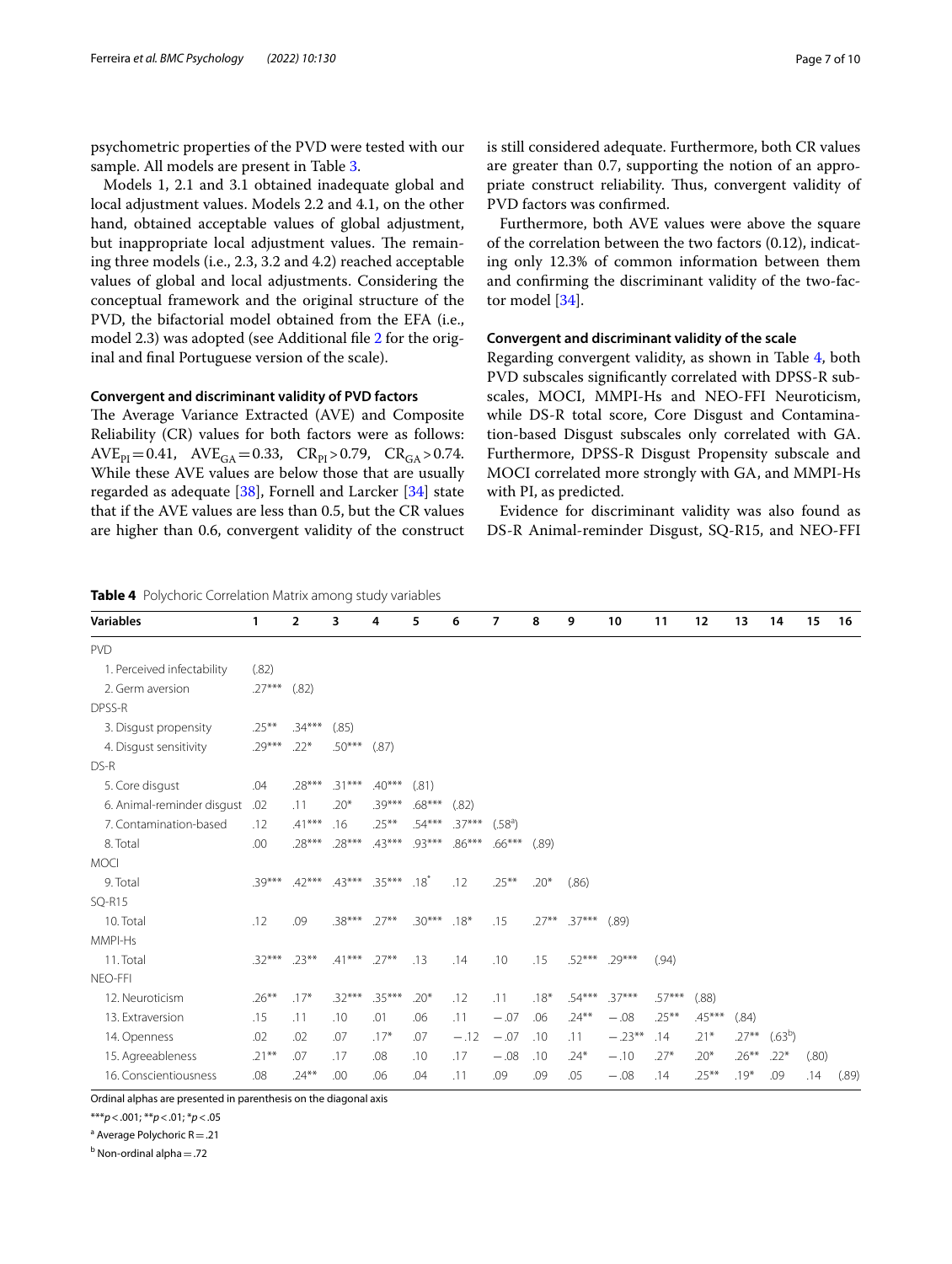psychometric properties of the PVD were tested with our sample. All models are present in Table 3.

Models 1, 2.1 and 3.1 obtained inadequate global and local adjustment values. Models 2.2 and 4.1, on the other hand, obtained acceptable values of global adjustment, but inappropriate local adjustment values. The remaining three models (i.e., 2.3, 3.2 and 4.2) reached acceptable values of global and local adjustments. Considering the conceptual framework and the original structure of the PVD, the bifactorial model obtained from the EFA (i.e., model 2.3) was adopted (see Additional file 2 for the original and final Portuguese version of the scale).

#### Convergent and discriminant validity of PVD factors

The Average Variance Extracted (AVE) and Composite Reliability (CR) values for both factors were as follows: $AVE_{PI}=0.41$, $AVE_{GA}=0.33$, $CR_{PI}>0.79$, $CR_{GA}>0.74$. While these AVE values are below those that are usually regarded as adequate [38], Fornell and Larcker [34] state that if the AVE values are less than 0.5, but the CR values are higher than 0.6, convergent validity of the construct is still considered adequate. Furthermore, both CR values are greater than 0.7, supporting the notion of an appropriate construct reliability. Thus, convergent validity of PVD factors was confirmed.

Furthermore, both AVE values were above the square of the correlation between the two factors (0.12), indicating only 12.3% of common information between them and confirming the discriminant validity of the two-factor model [34].

#### Convergent and discriminant validity of the scale

Regarding convergent validity, as shown in Table 4, both PVD subscales significantly correlated with DPSS-R subscales, MOCI, MMPI-Hs and NEO-FFI Neuroticism, while DS-R total score, Core Disgust and Contamination-based Disgust subscales only correlated with GA. Furthermore, DPSS-R Disgust Propensity subscale and MOCI correlated more strongly with GA, and MMPI-Hs with PI, as predicted.

Evidence for discriminant validity was also found as DS-R Animal-reminder Disgust, SQ-R15, and NEO-FFI

**Table 4** Polychoric Correlation Matrix among study variables

| Variables | 1 | 2 | 3 | 4 | 5 | 6 | 7 | 8 | 9 | 10 | 11 | 12 | 13 | 14 | 15 | 16 |
|---|---|---|---|---|---|---|---|---|---|---|---|---|---|---|---|---|
| PVD | | | | | | | | | | | | | | | | |
| 1. Perceived infectability | (.82) | | | | | | | | | | | | | | | |
| 2. Germ aversion | .27*** | (.82) | | | | | | | | | | | | | | |
| DPSS-R | | | | | | | | | | | | | | | | |
| 3. Disgust propensity | .25** | .34*** | (.85) | | | | | | | | | | | | | |
| 4. Disgust sensitivity | .29*** | .22* | .50*** | (.87) | | | | | | | | | | | | |
| DS-R | | | | | | | | | | | | | | | | |
| 5. Core disgust | .04 | .28*** | .31*** | .40*** | (.81) | | | | | | | | | | | |
| 6. Animal-reminder disgust | .02 | .11 | .20* | .39*** | .68*** | (.82) | | | | | | | | | | |
| 7. Contamination-based | .12 | .41*** | .16 | .25** | .54*** | .37*** | (.58[a]) | | | | | | | | | |
| 8. Total | .00 | .28*** | .28*** | .43*** | .93*** | .86*** | .66*** | (.89) | | | | | | | | |
| MOCI | | | | | | | | | | | | | | | | |
| 9. Total | .39*** | .42*** | .43*** | .35*** | .18* | .12 | .25** | .20* | (.86) | | | | | | | |
| SQ-R15 | | | | | | | | | | | | | | | | |
| 10. Total | .12 | .09 | .38*** | .27** | .30*** | .18* | .15 | .27** | .37*** | (.89) | | | | | | |
| MMPI-Hs | | | | | | | | | | | | | | | | |
| 11. Total | .32*** | .23** | .41*** | .27** | .13 | .14 | .10 | .15 | .52*** | .29*** | (.94) | | | | | |
| NEO-FFI | | | | | | | | | | | | | | | | |
| 12. Neuroticism | .26** | .17* | .32*** | .35*** | .20* | .12 | .11 | .18* | .54*** | .37*** | .57*** | (.88) | | | | |
| 13. Extraversion | .15 | .11 | .10 | .01 | .06 | .11 | −.07 | .06 | .24** | −.08 | .25** | .45*** | (.84) | | | |
| 14. Openness | .02 | .02 | .07 | .17* | .07 | −.12 | −.07 | .10 | .11 | −.23** | .14 | .21* | .27** | (.63[b]) | | |
| 15. Agreeableness | .21** | .07 | .17 | .08 | .10 | .17 | −.08 | .10 | .24* | −.10 | .27* | .20* | .26** | .22* | (.80) | |
| 16. Conscientiousness | .08 | .24** | .00 | .06 | .04 | .11 | .09 | .09 | .05 | −.08 | .14 | .25** | .19* | .09 | .14 | (.89) |

Ordinal alphas are presented in parenthesis on the diagonal axis

\*\*\*$p<.001$; \*\*$p<.01$; \*$p<.05$

[a] Average Polychoric R = .21

[b] Non-ordinal alpha = .72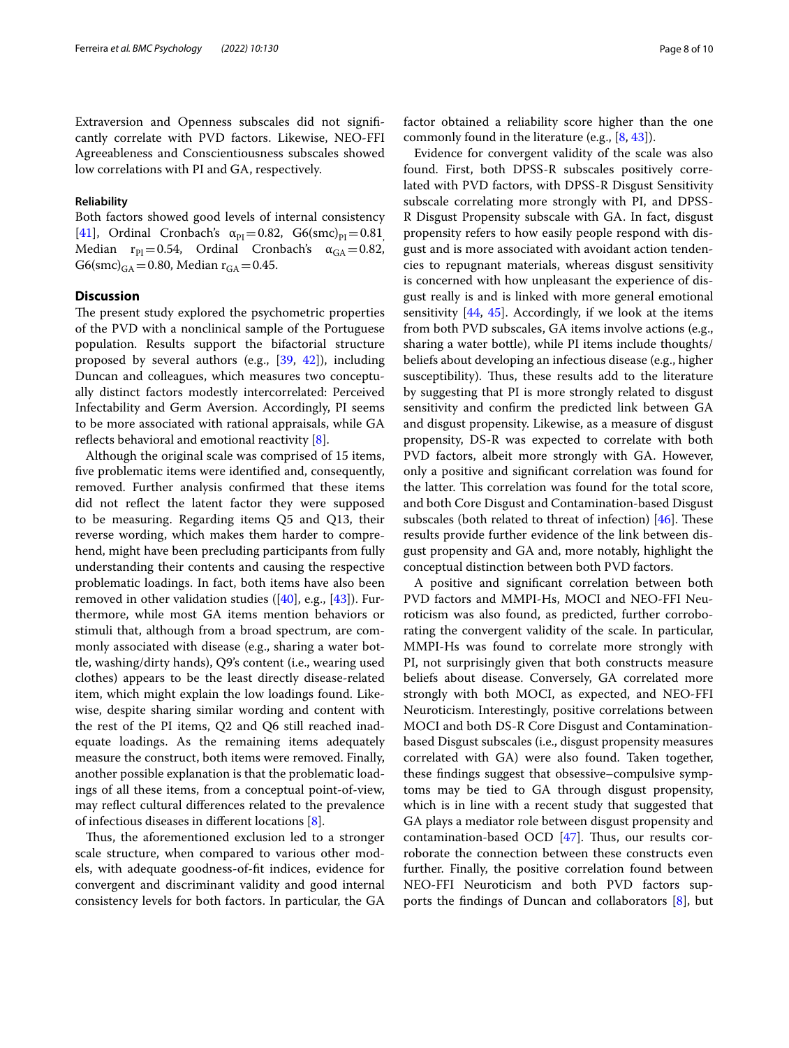Extraversion and Openness subscales did not significantly correlate with PVD factors. Likewise, NEO-FFI Agreeableness and Conscientiousness subscales showed low correlations with PI and GA, respectively.

### Reliability

Both factors showed good levels of internal consistency [41], Ordinal Cronbach's $\alpha_{PI} = 0.82$, $G6(smc)_{PI} = 0.81$, Median $r_{PI} = 0.54$, Ordinal Cronbach's $\alpha_{GA} = 0.82$, $G6(smc)_{GA} = 0.80$, Median $r_{GA} = 0.45$.

## Discussion

The present study explored the psychometric properties of the PVD with a nonclinical sample of the Portuguese population. Results support the bifactorial structure proposed by several authors (e.g., [39, 42]), including Duncan and colleagues, which measures two conceptually distinct factors modestly intercorrelated: Perceived Infectability and Germ Aversion. Accordingly, PI seems to be more associated with rational appraisals, while GA reflects behavioral and emotional reactivity [8].

Although the original scale was comprised of 15 items, five problematic items were identified and, consequently, removed. Further analysis confirmed that these items did not reflect the latent factor they were supposed to be measuring. Regarding items Q5 and Q13, their reverse wording, which makes them harder to comprehend, might have been precluding participants from fully understanding their contents and causing the respective problematic loadings. In fact, both items have also been removed in other validation studies ([40], e.g., [43]). Furthermore, while most GA items mention behaviors or stimuli that, although from a broad spectrum, are commonly associated with disease (e.g., sharing a water bottle, washing/dirty hands), Q9's content (i.e., wearing used clothes) appears to be the least directly disease-related item, which might explain the low loadings found. Likewise, despite sharing similar wording and content with the rest of the PI items, Q2 and Q6 still reached inadequate loadings. As the remaining items adequately measure the construct, both items were removed. Finally, another possible explanation is that the problematic loadings of all these items, from a conceptual point-of-view, may reflect cultural differences related to the prevalence of infectious diseases in different locations [8].

Thus, the aforementioned exclusion led to a stronger scale structure, when compared to various other models, with adequate goodness-of-fit indices, evidence for convergent and discriminant validity and good internal consistency levels for both factors. In particular, the GA factor obtained a reliability score higher than the one commonly found in the literature (e.g., [8, 43]).

Evidence for convergent validity of the scale was also found. First, both DPSS-R subscales positively correlated with PVD factors, with DPSS-R Disgust Sensitivity subscale correlating more strongly with PI, and DPSS-R Disgust Propensity subscale with GA. In fact, disgust propensity refers to how easily people respond with disgust and is more associated with avoidant action tendencies to repugnant materials, whereas disgust sensitivity is concerned with how unpleasant the experience of disgust really is and is linked with more general emotional sensitivity [44, 45]. Accordingly, if we look at the items from both PVD subscales, GA items involve actions (e.g., sharing a water bottle), while PI items include thoughts/beliefs about developing an infectious disease (e.g., higher susceptibility). Thus, these results add to the literature by suggesting that PI is more strongly related to disgust sensitivity and confirm the predicted link between GA and disgust propensity. Likewise, as a measure of disgust propensity, DS-R was expected to correlate with both PVD factors, albeit more strongly with GA. However, only a positive and significant correlation was found for the latter. This correlation was found for the total score, and both Core Disgust and Contamination-based Disgust subscales (both related to threat of infection) [46]. These results provide further evidence of the link between disgust propensity and GA and, more notably, highlight the conceptual distinction between both PVD factors.

A positive and significant correlation between both PVD factors and MMPI-Hs, MOCI and NEO-FFI Neuroticism was also found, as predicted, further corroborating the convergent validity of the scale. In particular, MMPI-Hs was found to correlate more strongly with PI, not surprisingly given that both constructs measure beliefs about disease. Conversely, GA correlated more strongly with both MOCI, as expected, and NEO-FFI Neuroticism. Interestingly, positive correlations between MOCI and both DS-R Core Disgust and Contamination-based Disgust subscales (i.e., disgust propensity measures correlated with GA) were also found. Taken together, these findings suggest that obsessive–compulsive symptoms may be tied to GA through disgust propensity, which is in line with a recent study that suggested that GA plays a mediator role between disgust propensity and contamination-based OCD [47]. Thus, our results corroborate the connection between these constructs even further. Finally, the positive correlation found between NEO-FFI Neuroticism and both PVD factors supports the findings of Duncan and collaborators [8], but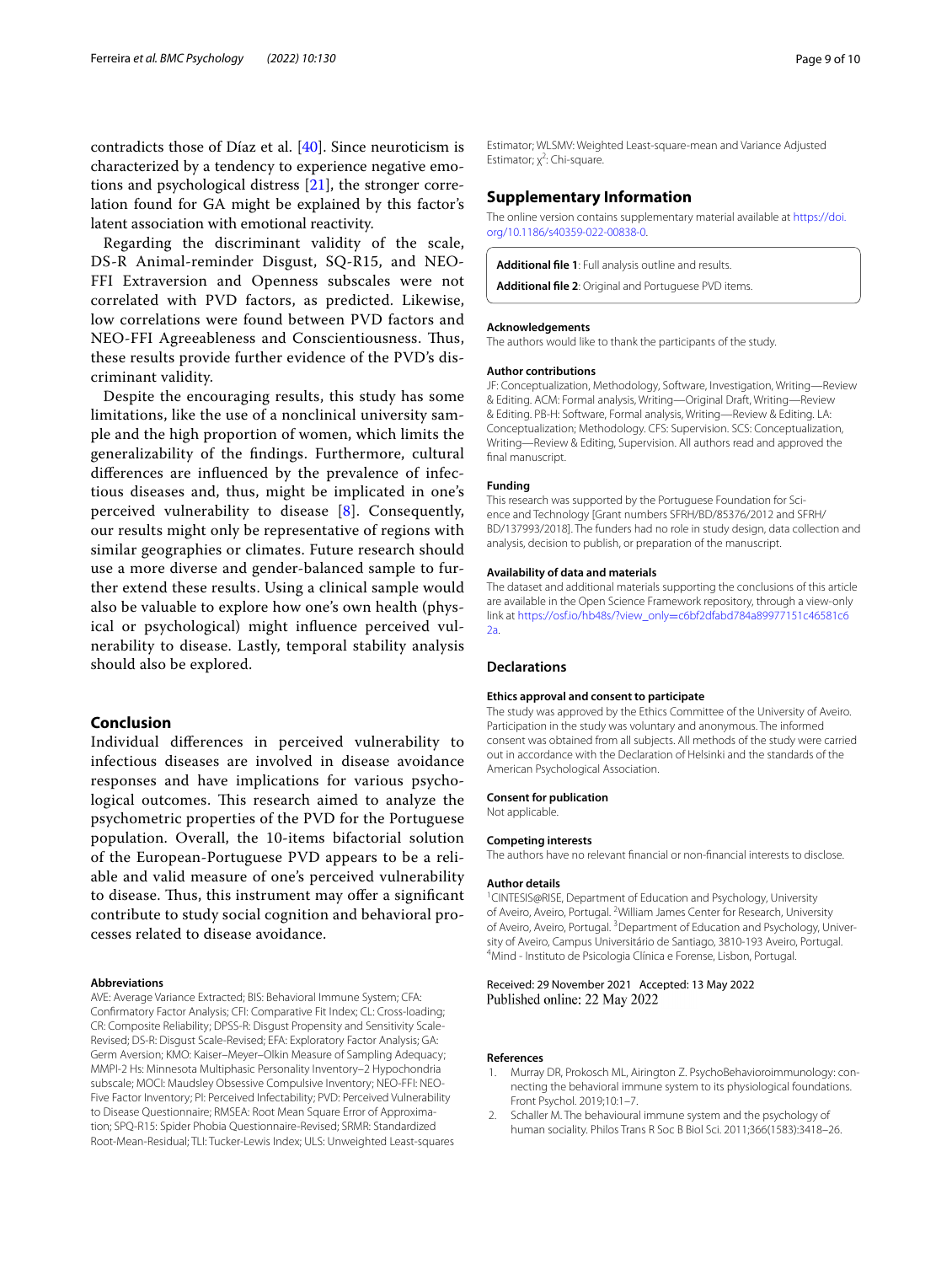contradicts those of Díaz et al. [40]. Since neuroticism is characterized by a tendency to experience negative emotions and psychological distress [21], the stronger correlation found for GA might be explained by this factor's latent association with emotional reactivity.

Regarding the discriminant validity of the scale, DS-R Animal-reminder Disgust, SQ-R15, and NEO-FFI Extraversion and Openness subscales were not correlated with PVD factors, as predicted. Likewise, low correlations were found between PVD factors and NEO-FFI Agreeableness and Conscientiousness. Thus, these results provide further evidence of the PVD's discriminant validity.

Despite the encouraging results, this study has some limitations, like the use of a nonclinical university sample and the high proportion of women, which limits the generalizability of the findings. Furthermore, cultural differences are influenced by the prevalence of infectious diseases and, thus, might be implicated in one's perceived vulnerability to disease [8]. Consequently, our results might only be representative of regions with similar geographies or climates. Future research should use a more diverse and gender-balanced sample to further extend these results. Using a clinical sample would also be valuable to explore how one's own health (physical or psychological) might influence perceived vulnerability to disease. Lastly, temporal stability analysis should also be explored.

## Conclusion

Individual differences in perceived vulnerability to infectious diseases are involved in disease avoidance responses and have implications for various psychological outcomes. This research aimed to analyze the psychometric properties of the PVD for the Portuguese population. Overall, the 10-items bifactorial solution of the European-Portuguese PVD appears to be a reliable and valid measure of one's perceived vulnerability to disease. Thus, this instrument may offer a significant contribute to study social cognition and behavioral processes related to disease avoidance.

#### Abbreviations

AVE: Average Variance Extracted; BIS: Behavioral Immune System; CFA: Confirmatory Factor Analysis; CFI: Comparative Fit Index; CL: Cross-loading; CR: Composite Reliability; DPSS-R: Disgust Propensity and Sensitivity Scale-Revised; DS-R: Disgust Scale-Revised; EFA: Exploratory Factor Analysis; GA: Germ Aversion; KMO: Kaiser–Meyer–Olkin Measure of Sampling Adequacy; MMPI-2 Hs: Minnesota Multiphasic Personality Inventory–2 Hypochondria subscale; MOCI: Maudsley Obsessive Compulsive Inventory; NEO-FFI: NEO-Five Factor Inventory; PI: Perceived Infectability; PVD: Perceived Vulnerability to Disease Questionnaire; RMSEA: Root Mean Square Error of Approximation; SPQ-R15: Spider Phobia Questionnaire-Revised; SRMR: Standardized Root-Mean-Residual; TLI: Tucker-Lewis Index; ULS: Unweighted Least-squares Estimator; WLSMV: Weighted Least-square-mean and Variance Adjusted Estimator; $\chi^2$: Chi-square.

## Supplementary Information

The online version contains supplementary material available at https://doi.org/10.1186/s40359-022-00838-0.

**Additional file 1**: Full analysis outline and results.

**Additional file 2**: Original and Portuguese PVD items.

#### Acknowledgements

The authors would like to thank the participants of the study.

#### Author contributions

JF: Conceptualization, Methodology, Software, Investigation, Writing—Review & Editing. ACM: Formal analysis, Writing—Original Draft, Writing—Review & Editing. PB-H: Software, Formal analysis, Writing—Review & Editing. LA: Conceptualization; Methodology. CFS: Supervision. SCS: Conceptualization, Writing—Review & Editing, Supervision. All authors read and approved the final manuscript.

#### Funding

This research was supported by the Portuguese Foundation for Science and Technology [Grant numbers SFRH/BD/85376/2012 and SFRH/BD/137993/2018]. The funders had no role in study design, data collection and analysis, decision to publish, or preparation of the manuscript.

#### Availability of data and materials

The dataset and additional materials supporting the conclusions of this article are available in the Open Science Framework repository, through a view-only link at https://osf.io/hb48s/?view_only=c6bf2dfabd784a89977151c46581c62a.

### Declarations

#### Ethics approval and consent to participate

The study was approved by the Ethics Committee of the University of Aveiro. Participation in the study was voluntary and anonymous. The informed consent was obtained from all subjects. All methods of the study were carried out in accordance with the Declaration of Helsinki and the standards of the American Psychological Association.

#### Consent for publication

Not applicable.

#### Competing interests

The authors have no relevant financial or non-financial interests to disclose.

#### Author details

[1]CINTESIS@RISE, Department of Education and Psychology, University of Aveiro, Aveiro, Portugal. [2]William James Center for Research, University of Aveiro, Aveiro, Portugal. [3]Department of Education and Psychology, University of Aveiro, Campus Universitário de Santiago, 3810-193 Aveiro, Portugal. [4]Mind - Instituto de Psicologia Clínica e Forense, Lisbon, Portugal.

Received: 29 November 2021 Accepted: 13 May 2022
Published online: 22 May 2022

#### References

1. Murray DR, Prokosch ML, Airington Z. PsychoBehavioroimmunology: connecting the behavioral immune system to its physiological foundations. Front Psychol. 2019;10:1–7.
2. Schaller M. The behavioural immune system and the psychology of human sociality. Philos Trans R Soc B Biol Sci. 2011;366(1583):3418–26.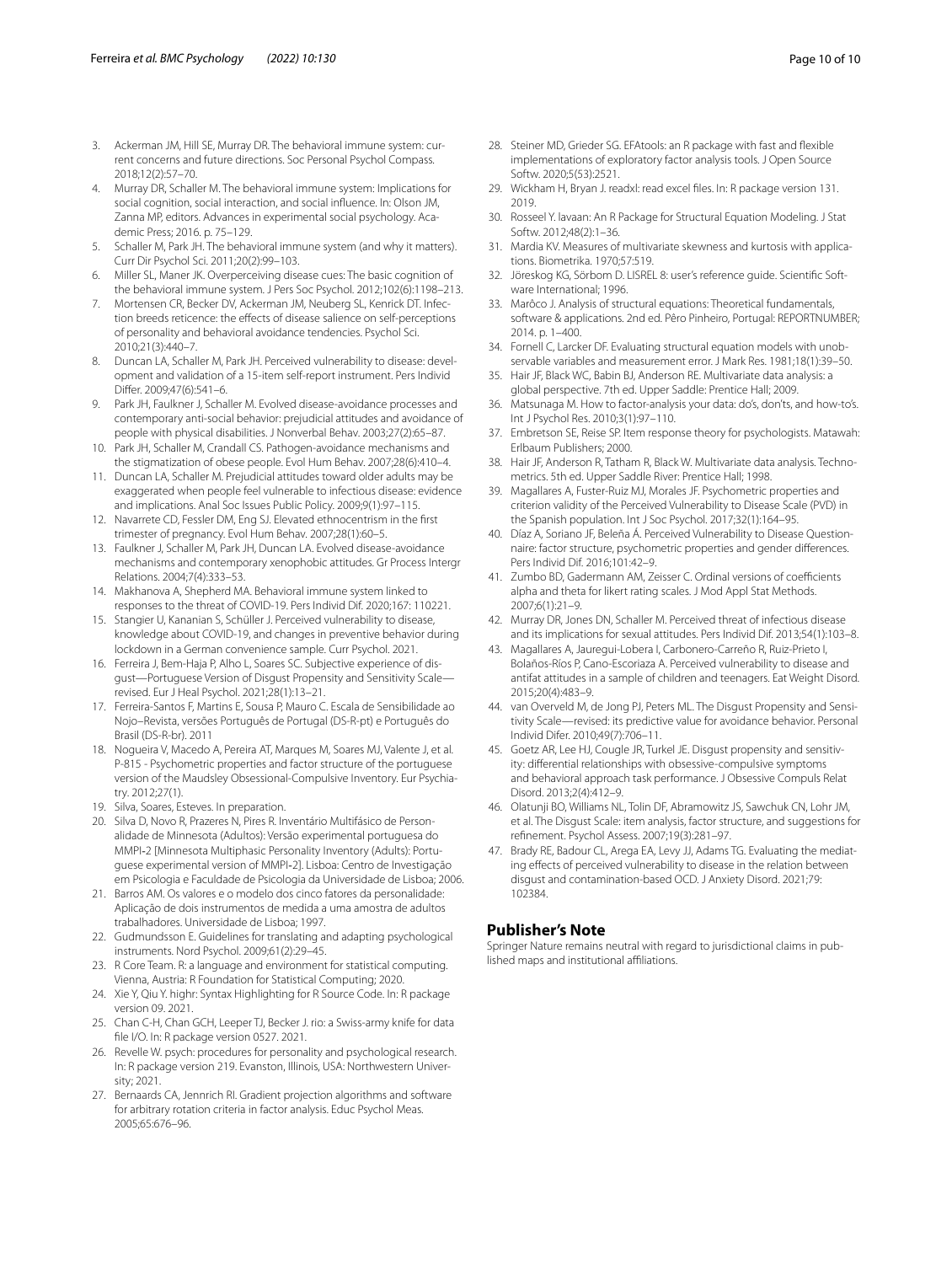3. Ackerman JM, Hill SE, Murray DR. The behavioral immune system: current concerns and future directions. Soc Personal Psychol Compass. 2018;12(2):57–70.
4. Murray DR, Schaller M. The behavioral immune system: Implications for social cognition, social interaction, and social influence. In: Olson JM, Zanna MP, editors. Advances in experimental social psychology. Academic Press; 2016. p. 75–129.
5. Schaller M, Park JH. The behavioral immune system (and why it matters). Curr Dir Psychol Sci. 2011;20(2):99–103.
6. Miller SL, Maner JK. Overperceiving disease cues: The basic cognition of the behavioral immune system. J Pers Soc Psychol. 2012;102(6):1198–213.
7. Mortensen CR, Becker DV, Ackerman JM, Neuberg SL, Kenrick DT. Infection breeds reticence: the effects of disease salience on self-perceptions of personality and behavioral avoidance tendencies. Psychol Sci. 2010;21(3):440–7.
8. Duncan LA, Schaller M, Park JH. Perceived vulnerability to disease: development and validation of a 15-item self-report instrument. Pers Individ Differ. 2009;47(6):541–6.
9. Park JH, Faulkner J, Schaller M. Evolved disease-avoidance processes and contemporary anti-social behavior: prejudicial attitudes and avoidance of people with physical disabilities. J Nonverbal Behav. 2003;27(2):65–87.
10. Park JH, Schaller M, Crandall CS. Pathogen-avoidance mechanisms and the stigmatization of obese people. Evol Hum Behav. 2007;28(6):410–4.
11. Duncan LA, Schaller M. Prejudicial attitudes toward older adults may be exaggerated when people feel vulnerable to infectious disease: evidence and implications. Anal Soc Issues Public Policy. 2009;9(1):97–115.
12. Navarrete CD, Fessler DM, Eng SJ. Elevated ethnocentrism in the first trimester of pregnancy. Evol Hum Behav. 2007;28(1):60–5.
13. Faulkner J, Schaller M, Park JH, Duncan LA. Evolved disease-avoidance mechanisms and contemporary xenophobic attitudes. Gr Process Intergr Relations. 2004;7(4):333–53.
14. Makhanova A, Shepherd MA. Behavioral immune system linked to responses to the threat of COVID-19. Pers Individ Dif. 2020;167: 110221.
15. Stangier U, Kananian S, Schüller J. Perceived vulnerability to disease, knowledge about COVID-19, and changes in preventive behavior during lockdown in a German convenience sample. Curr Psychol. 2021.
16. Ferreira J, Bem-Haja P, Alho L, Soares SC. Subjective experience of disgust—Portuguese Version of Disgust Propensity and Sensitivity Scale—revised. Eur J Heal Psychol. 2021;28(1):13–21.
17. Ferreira-Santos F, Martins E, Sousa P, Mauro C. Escala de Sensibilidade ao Nojo–Revista, versões Português de Portugal (DS-R-pt) e Português do Brasil (DS-R-br). 2011
18. Nogueira V, Macedo A, Pereira AT, Marques M, Soares MJ, Valente J, et al. P-815 - Psychometric properties and factor structure of the portuguese version of the Maudsley Obsessional-Compulsive Inventory. Eur Psychiatry. 2012;27(1).
19. Silva, Soares, Esteves. In preparation.
20. Silva D, Novo R, Prazeres N, Pires R. Inventário Multifásico de Personalidade de Minnesota (Adultos): Versão experimental portuguesa do MMPI-2 [Minnesota Multiphasic Personality Inventory (Adults): Portuguese experimental version of MMPI-2]. Lisboa: Centro de Investigação em Psicologia e Faculdade de Psicologia da Universidade de Lisboa; 2006.
21. Barros AM. Os valores e o modelo dos cinco fatores da personalidade: Aplicação de dois instrumentos de medida a uma amostra de adultos trabalhadores. Universidade de Lisboa; 1997.
22. Gudmundsson E. Guidelines for translating and adapting psychological instruments. Nord Psychol. 2009;61(2):29–45.
23. R Core Team. R: a language and environment for statistical computing. Vienna, Austria: R Foundation for Statistical Computing; 2020.
24. Xie Y, Qiu Y. highr: Syntax Highlighting for R Source Code. In: R package version 09. 2021.
25. Chan C-H, Chan GCH, Leeper TJ, Becker J. rio: a Swiss-army knife for data file I/O. In: R package version 0527. 2021.
26. Revelle W. psych: procedures for personality and psychological research. In: R package version 219. Evanston, Illinois, USA: Northwestern University; 2021.
27. Bernaards CA, Jennrich RI. Gradient projection algorithms and software for arbitrary rotation criteria in factor analysis. Educ Psychol Meas. 2005;65:676–96.
28. Steiner MD, Grieder SG. EFAtools: an R package with fast and flexible implementations of exploratory factor analysis tools. J Open Source Softw. 2020;5(53):2521.
29. Wickham H, Bryan J. readxl: read excel files. In: R package version 131. 2019.
30. Rosseel Y. lavaan: An R Package for Structural Equation Modeling. J Stat Softw. 2012;48(2):1–36.
31. Mardia KV. Measures of multivariate skewness and kurtosis with applications. Biometrika. 1970;57:519.
32. Jöreskog KG, Sörbom D. LISREL 8: user's reference guide. Scientific Software International; 1996.
33. Marôco J. Analysis of structural equations: Theoretical fundamentals, software & applications. 2nd ed. Pêro Pinheiro, Portugal: REPORTNUMBER; 2014. p. 1–400.
34. Fornell C, Larcker DF. Evaluating structural equation models with unobservable variables and measurement error. J Mark Res. 1981;18(1):39–50.
35. Hair JF, Black WC, Babin BJ, Anderson RE. Multivariate data analysis: a global perspective. 7th ed. Upper Saddle: Prentice Hall; 2009.
36. Matsunaga M. How to factor-analysis your data: do's, don'ts, and how-to's. Int J Psychol Res. 2010;3(1):97–110.
37. Embretson SE, Reise SP. Item response theory for psychologists. Matawah: Erlbaum Publishers; 2000.
38. Hair JF, Anderson R, Tatham R, Black W. Multivariate data analysis. Technometrics. 5th ed. Upper Saddle River: Prentice Hall; 1998.
39. Magallares A, Fuster-Ruiz MJ, Morales JF. Psychometric properties and criterion validity of the Perceived Vulnerability to Disease Scale (PVD) in the Spanish population. Int J Soc Psychol. 2017;32(1):164–95.
40. Díaz A, Soriano JF, Beleña Á. Perceived Vulnerability to Disease Questionnaire: factor structure, psychometric properties and gender differences. Pers Individ Dif. 2016;101:42–9.
41. Zumbo BD, Gadermann AM, Zeisser C. Ordinal versions of coefficients alpha and theta for likert rating scales. J Mod Appl Stat Methods. 2007;6(1):21–9.
42. Murray DR, Jones DN, Schaller M. Perceived threat of infectious disease and its implications for sexual attitudes. Pers Individ Dif. 2013;54(1):103–8.
43. Magallares A, Jauregui-Lobera I, Carbonero-Carreño R, Ruiz-Prieto I, Bolaños-Ríos P, Cano-Escoriaza A. Perceived vulnerability to disease and antifat attitudes in a sample of children and teenagers. Eat Weight Disord. 2015;20(4):483–9.
44. van Overveld M, de Jong PJ, Peters ML. The Disgust Propensity and Sensitivity Scale—revised: its predictive value for avoidance behavior. Personal Individ Difer. 2010;49(7):706–11.
45. Goetz AR, Lee HJ, Cougle JR, Turkel JE. Disgust propensity and sensitivity: differential relationships with obsessive-compulsive symptoms and behavioral approach task performance. J Obsessive Compuls Relat Disord. 2013;2(4):412–9.
46. Olatunji BO, Williams NL, Tolin DF, Abramowitz JS, Sawchuk CN, Lohr JM, et al. The Disgust Scale: item analysis, factor structure, and suggestions for refinement. Psychol Assess. 2007;19(3):281–97.
47. Brady RE, Badour CL, Arega EA, Levy JJ, Adams TG. Evaluating the mediating effects of perceived vulnerability to disease in the relation between disgust and contamination-based OCD. J Anxiety Disord. 2021;79: 102384.

## Publisher's Note

Springer Nature remains neutral with regard to jurisdictional claims in published maps and institutional affiliations.